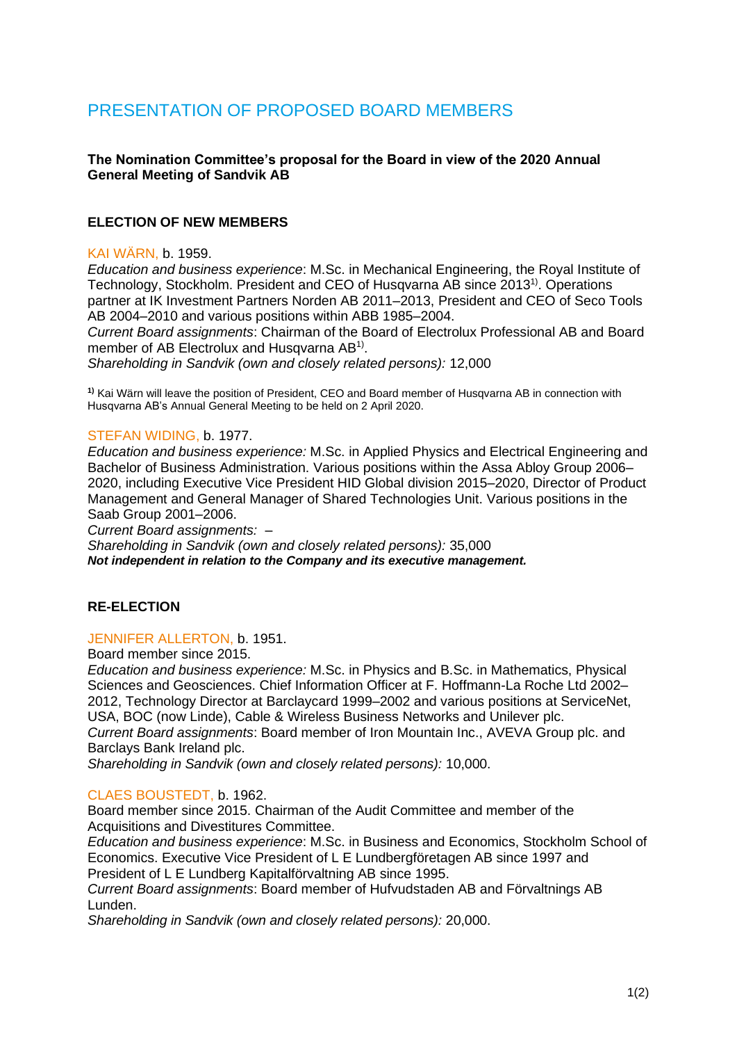# PRESENTATION OF PROPOSED BOARD MEMBERS

**The Nomination Committee's proposal for the Board in view of the 2020 Annual General Meeting of Sandvik AB**

## ELECTION OF NEW MEMBERS

KAI WÄRN, b. 1959.
*Education and business experience*: M.Sc. in Mechanical Engineering, the Royal Institute of Technology, Stockholm. President and CEO of Husqvarna AB since 2013[1]. Operations partner at IK Investment Partners Norden AB 2011–2013, President and CEO of Seco Tools AB 2004–2010 and various positions within ABB 1985–2004.
*Current Board assignments*: Chairman of the Board of Electrolux Professional AB and Board member of AB Electrolux and Husqvarna AB[1].
*Shareholding in Sandvik (own and closely related persons):* 12,000

[1] Kai Wärn will leave the position of President, CEO and Board member of Husqvarna AB in connection with Husqvarna AB's Annual General Meeting to be held on 2 April 2020.

STEFAN WIDING, b. 1977.
*Education and business experience:* M.Sc. in Applied Physics and Electrical Engineering and Bachelor of Business Administration. Various positions within the Assa Abloy Group 2006–2020, including Executive Vice President HID Global division 2015–2020, Director of Product Management and General Manager of Shared Technologies Unit. Various positions in the Saab Group 2001–2006.
*Current Board assignments:* –
*Shareholding in Sandvik (own and closely related persons):* 35,000
***Not independent in relation to the Company and its executive management.***

## RE-ELECTION

JENNIFER ALLERTON, b. 1951.
Board member since 2015.
*Education and business experience:* M.Sc. in Physics and B.Sc. in Mathematics, Physical Sciences and Geosciences. Chief Information Officer at F. Hoffmann-La Roche Ltd 2002–2012, Technology Director at Barclaycard 1999–2002 and various positions at ServiceNet, USA, BOC (now Linde), Cable & Wireless Business Networks and Unilever plc.
*Current Board assignments*: Board member of Iron Mountain Inc., AVEVA Group plc. and Barclays Bank Ireland plc.
*Shareholding in Sandvik (own and closely related persons):* 10,000.

CLAES BOUSTEDT, b. 1962.
Board member since 2015. Chairman of the Audit Committee and member of the Acquisitions and Divestitures Committee.
*Education and business experience*: M.Sc. in Business and Economics, Stockholm School of Economics. Executive Vice President of L E Lundbergföretagen AB since 1997 and President of L E Lundberg Kapitalförvaltning AB since 1995.
*Current Board assignments*: Board member of Hufvudstaden AB and Förvaltnings AB Lunden.
*Shareholding in Sandvik (own and closely related persons):* 20,000.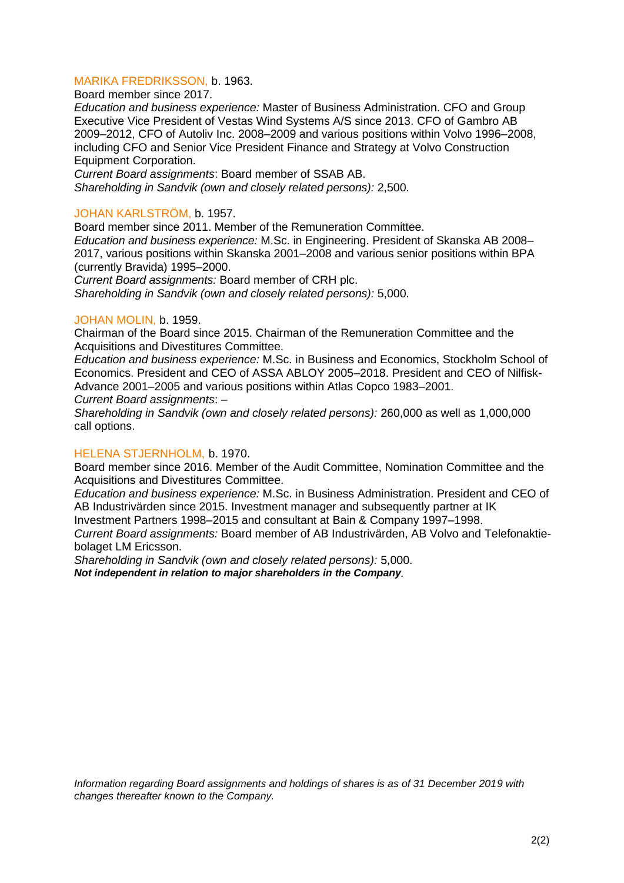MARIKA FREDRIKSSON, b. 1963.
Board member since 2017.
*Education and business experience:* Master of Business Administration. CFO and Group Executive Vice President of Vestas Wind Systems A/S since 2013. CFO of Gambro AB 2009–2012, CFO of Autoliv Inc. 2008–2009 and various positions within Volvo 1996–2008, including CFO and Senior Vice President Finance and Strategy at Volvo Construction Equipment Corporation.
*Current Board assignments*: Board member of SSAB AB.
*Shareholding in Sandvik (own and closely related persons):* 2,500.

JOHAN KARLSTRÖM, b. 1957.
Board member since 2011. Member of the Remuneration Committee.
*Education and business experience:* M.Sc. in Engineering. President of Skanska AB 2008–2017, various positions within Skanska 2001–2008 and various senior positions within BPA (currently Bravida) 1995–2000.
*Current Board assignments:* Board member of CRH plc.
*Shareholding in Sandvik (own and closely related persons):* 5,000.

JOHAN MOLIN, b. 1959.
Chairman of the Board since 2015. Chairman of the Remuneration Committee and the Acquisitions and Divestitures Committee.
*Education and business experience:* M.Sc. in Business and Economics, Stockholm School of Economics. President and CEO of ASSA ABLOY 2005–2018. President and CEO of Nilfisk-Advance 2001–2005 and various positions within Atlas Copco 1983–2001.
*Current Board assignments*: –
*Shareholding in Sandvik (own and closely related persons):* 260,000 as well as 1,000,000 call options.

HELENA STJERNHOLM, b. 1970.
Board member since 2016. Member of the Audit Committee, Nomination Committee and the Acquisitions and Divestitures Committee.
*Education and business experience:* M.Sc. in Business Administration. President and CEO of AB Industrivärden since 2015. Investment manager and subsequently partner at IK Investment Partners 1998–2015 and consultant at Bain & Company 1997–1998.
*Current Board assignments:* Board member of AB Industrivärden, AB Volvo and Telefonaktiebolaget LM Ericsson.
*Shareholding in Sandvik (own and closely related persons):* 5,000.
***Not independent in relation to major shareholders in the Company.***

*Information regarding Board assignments and holdings of shares is as of 31 December 2019 with changes thereafter known to the Company.*